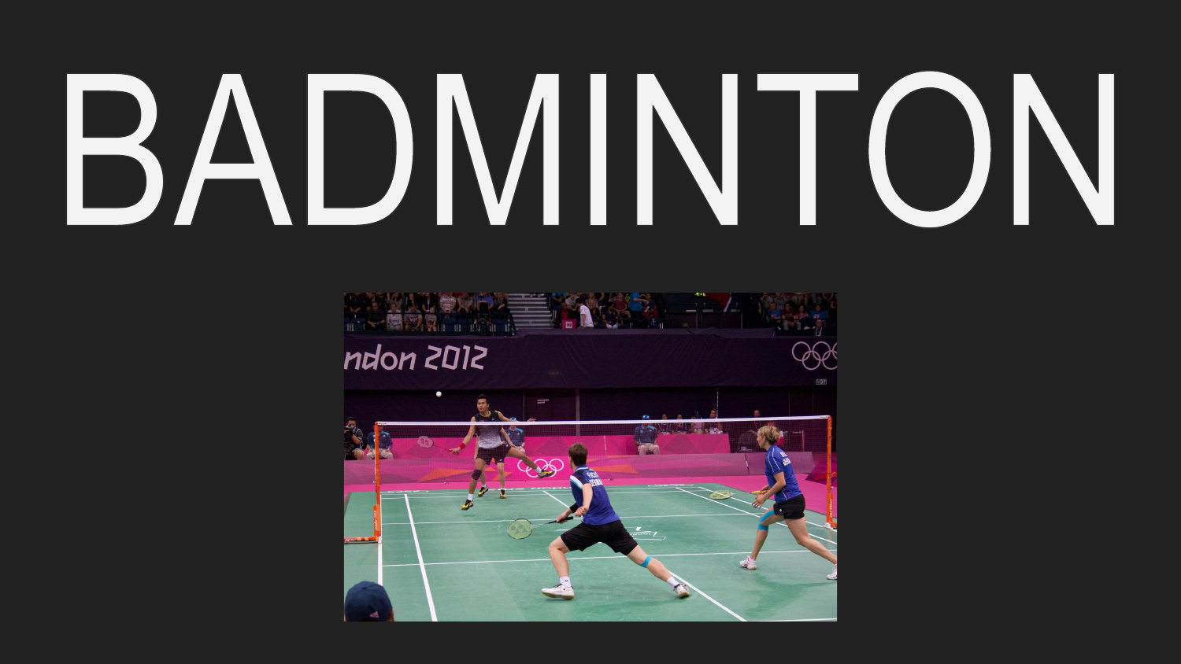# BADMINTON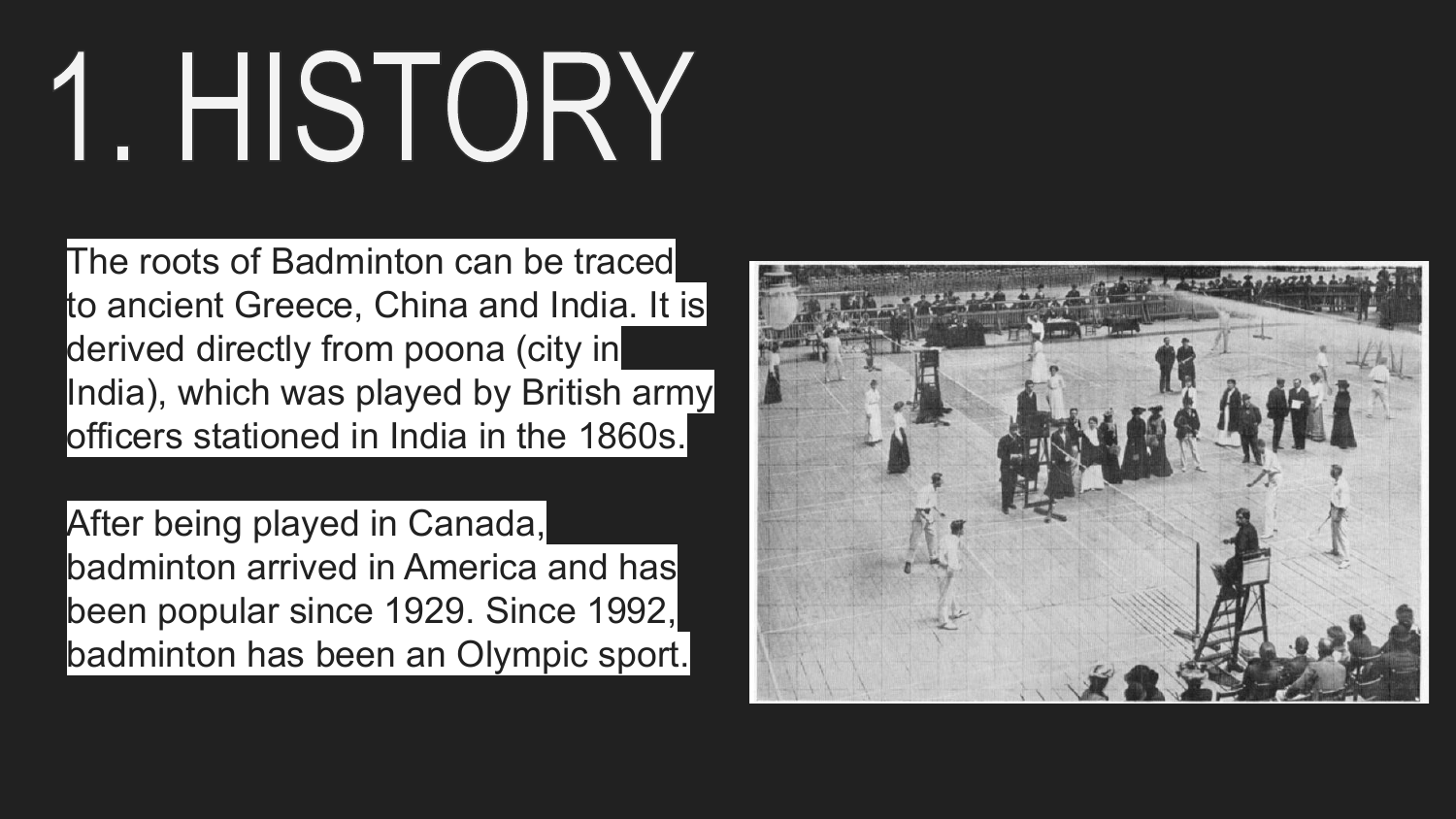# 1. HISTORY

The roots of Badminton can be traced to ancient Greece, China and India. It is derived directly from poona (city in India), which was played by British army officers stationed in India in the 1860s.

After being played in Canada, badminton arrived in America and has been popular since 1929. Since 1992, badminton has been an Olympic sport.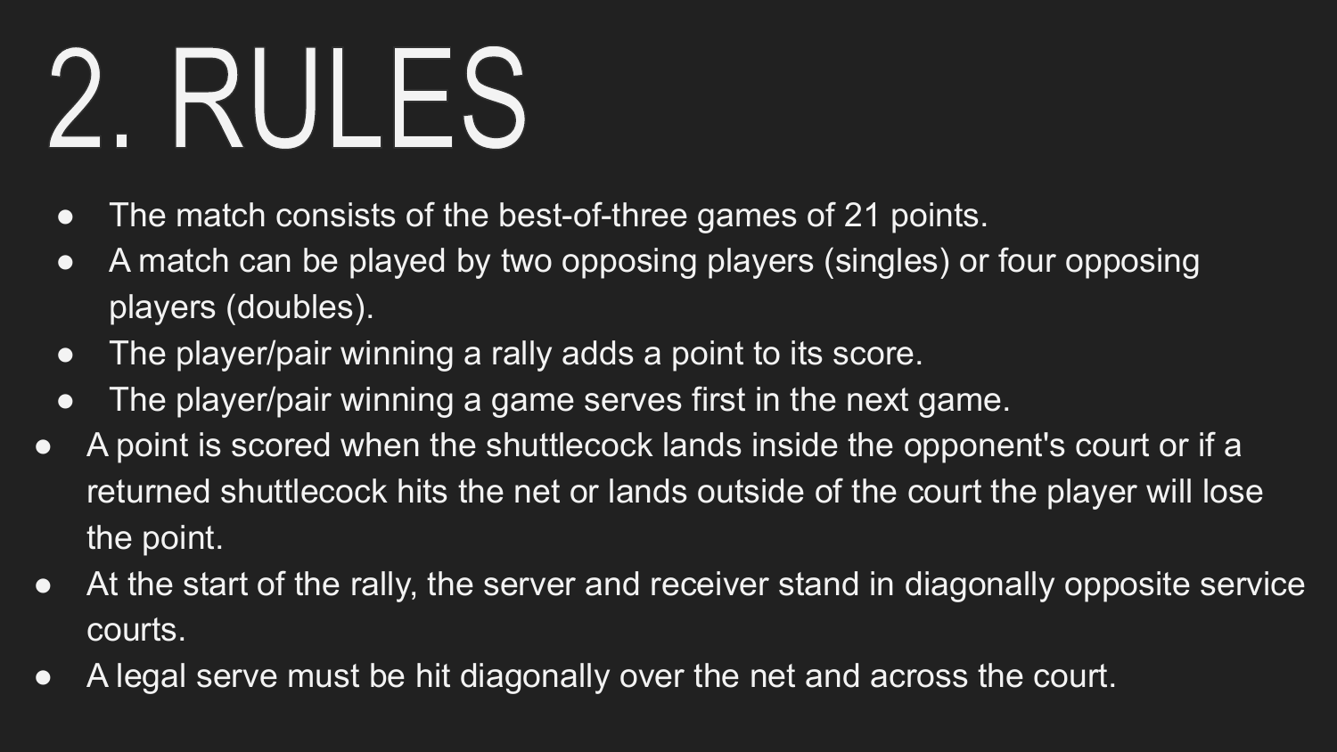# 2. RULES

- The match consists of the best-of-three games of 21 points.
- A match can be played by two opposing players (singles) or four opposing players (doubles).
- The player/pair winning a rally adds a point to its score.
- The player/pair winning a game serves first in the next game.
- A point is scored when the shuttlecock lands inside the opponent's court or if a returned shuttlecock hits the net or lands outside of the court the player will lose the point.
- At the start of the rally, the server and receiver stand in diagonally opposite service courts.
- A legal serve must be hit diagonally over the net and across the court.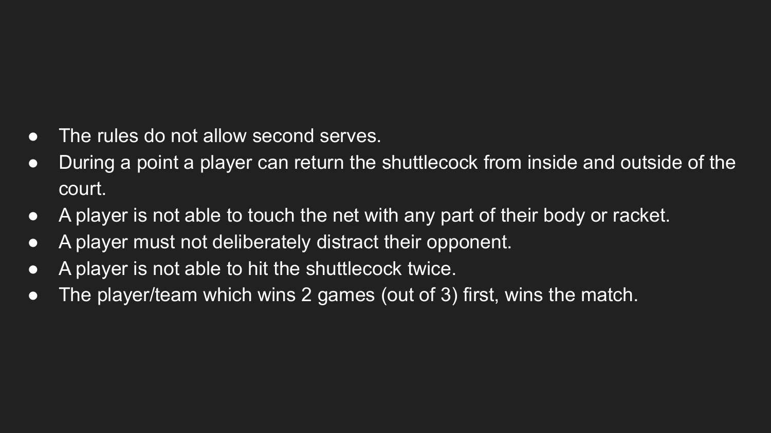- The rules do not allow second serves.
- During a point a player can return the shuttlecock from inside and outside of the court.
- A player is not able to touch the net with any part of their body or racket.
- A player must not deliberately distract their opponent.
- A player is not able to hit the shuttlecock twice.
- The player/team which wins 2 games (out of 3) first, wins the match.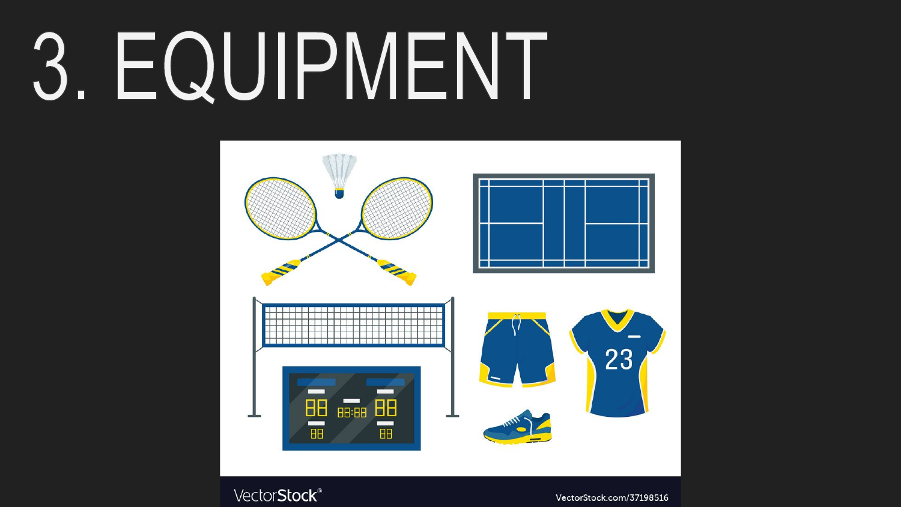# 3. EQUIPMENT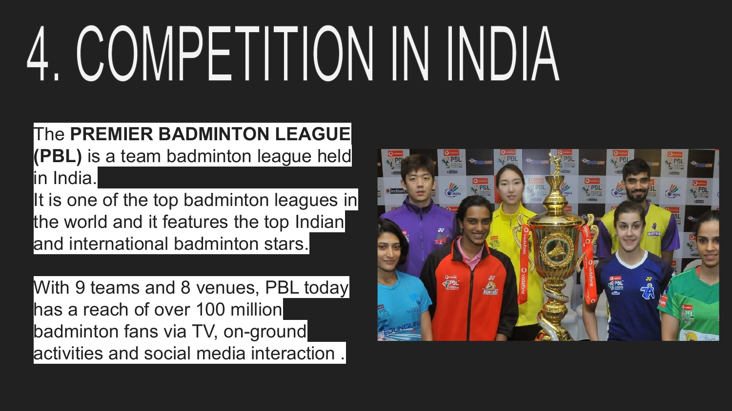# 4. COMPETITION IN INDIA

The **PREMIER BADMINTON LEAGUE (PBL)** is a team badminton league held in India.
It is one of the top badminton leagues in the world and it features the top Indian and international badminton stars.

With 9 teams and 8 venues, PBL today has a reach of over 100 million badminton fans via TV, on-ground activities and social media interaction .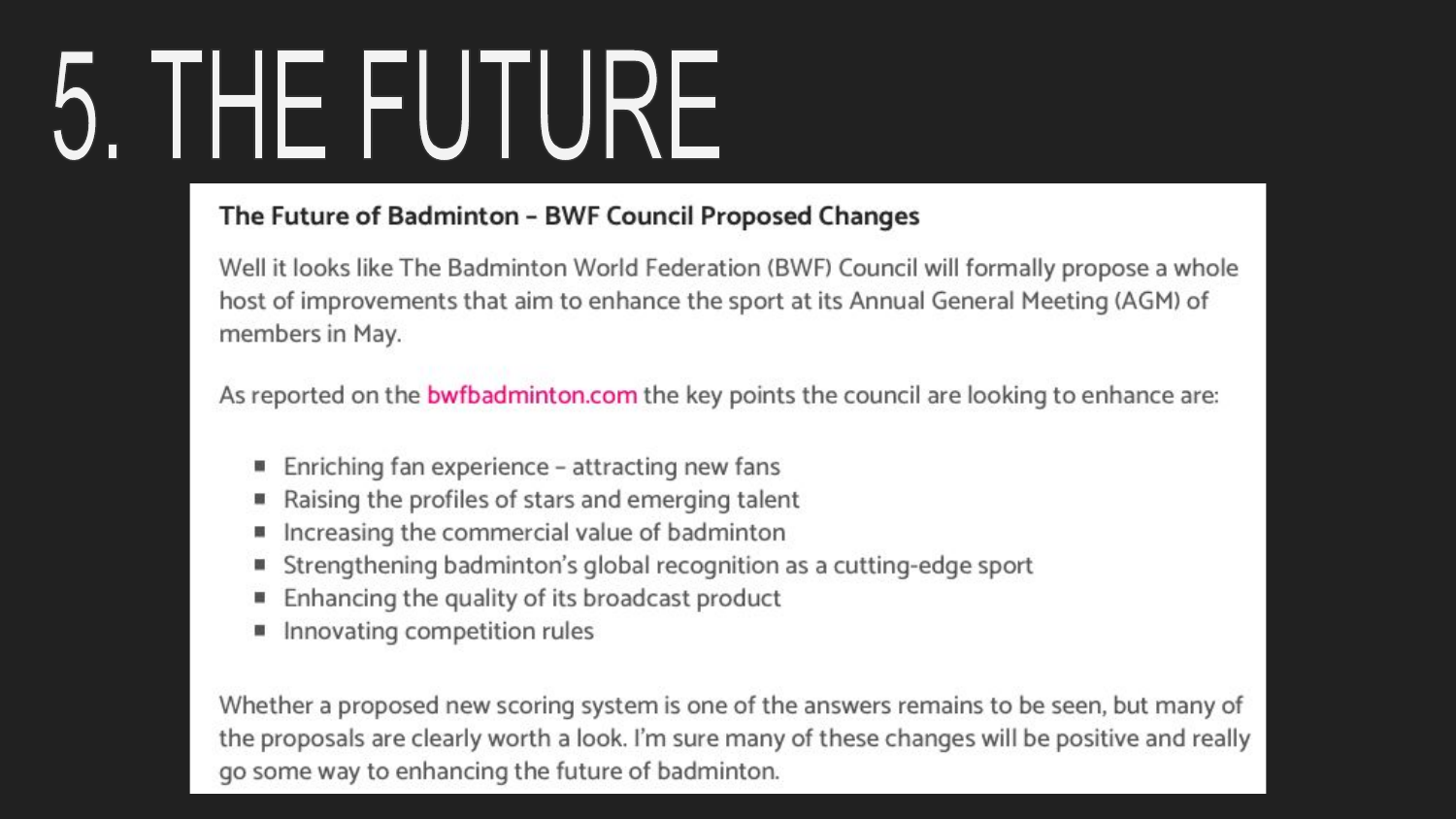# 5. THE FUTURE

### The Future of Badminton – BWF Council Proposed Changes

Well it looks like The Badminton World Federation (BWF) Council will formally propose a whole host of improvements that aim to enhance the sport at its Annual General Meeting (AGM) of members in May.

As reported on the bwfbadminton.com the key points the council are looking to enhance are:

- Enriching fan experience – attracting new fans
- Raising the profiles of stars and emerging talent
- Increasing the commercial value of badminton
- Strengthening badminton's global recognition as a cutting-edge sport
- Enhancing the quality of its broadcast product
- Innovating competition rules

Whether a proposed new scoring system is one of the answers remains to be seen, but many of the proposals are clearly worth a look. I'm sure many of these changes will be positive and really go some way to enhancing the future of badminton.